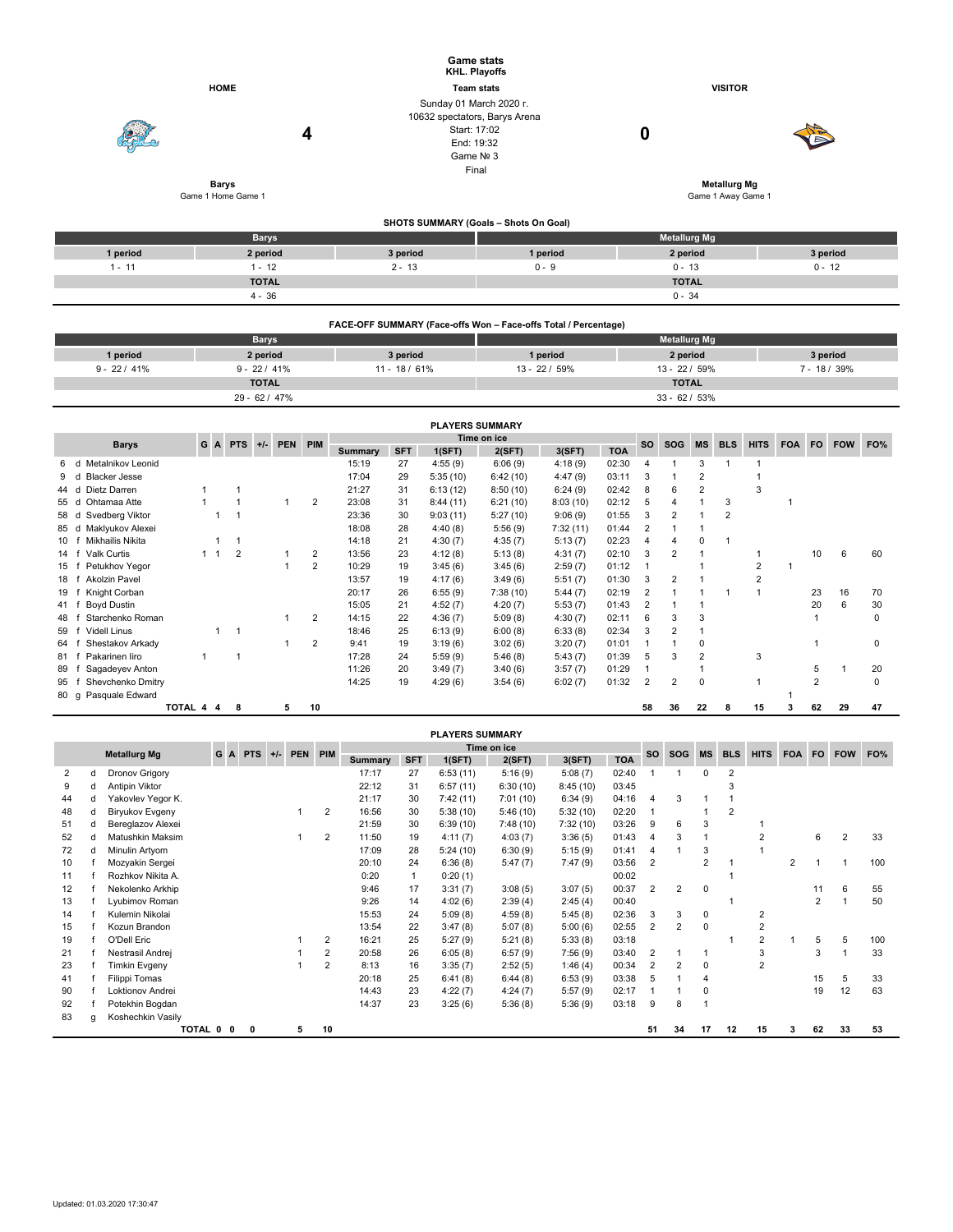# Game stats

**KHL. Playoffs**

**Team stats**

Sunday 01 March 2020 г.
10632 spectators, Barys Arena
Start: 17:02
End: 19:32
Game № 3
Final

| HOME | | VISITOR |
|---|---|---|
| **Barys** | **4 - 0** | **Metallurg Mg** |
| Game 1 Home Game 1 | | Game 1 Away Game 1 |

## SHOTS SUMMARY (Goals – Shots On Goal)

| Barys | | | Metallurg Mg | | |
|---|---|---|---|---|---|
| 1 period | 2 period | 3 period | 1 period | 2 period | 3 period |
| 1 - 11 | 1 - 12 | 2 - 13 | 0 - 9 | 0 - 13 | 0 - 12 |
| TOTAL | | | TOTAL | | |
| 4 - 36 | | | 0 - 34 | | |

## FACE-OFF SUMMARY (Face-offs Won – Face-offs Total / Percentage)

| Barys | | | Metallurg Mg | | |
|---|---|---|---|---|---|
| 1 period | 2 period | 3 period | 1 period | 2 period | 3 period |
| 9 - 22 / 41% | 9 - 22 / 41% | 11 - 18 / 61% | 13 - 22 / 59% | 13 - 22 / 59% | 7 - 18 / 39% |
| TOTAL | | | TOTAL | | |
| 29 - 62 / 47% | | | 33 - 62 / 53% | | |

## PLAYERS SUMMARY

| # | Pos | Barys | G | A | PTS | +/- | PEN | PIM | Time on ice Summary | SFT | 1(SFT) | 2(SFT) | 3(SFT) | TOA | SO | SOG | MS | BLS | HITS | FOA | FO | FOW | FO% |
|---|---|---|---|---|---|---|---|---|---|---|---|---|---|---|---|---|---|---|---|---|---|---|---|
| 6 | d | Metalnikov Leonid | | | | | | | 15:19 | 27 | 4:55 (9) | 6:06 (9) | 4:18 (9) | 02:30 | 4 | 1 | 3 | 1 | 1 | | | | |
| 9 | d | Blacker Jesse | | | | | | | 17:04 | 29 | 5:35 (10) | 6:42 (10) | 4:47 (9) | 03:11 | 3 | 1 | 2 | | 1 | | | | |
| 44 | d | Dietz Darren | 1 | | 1 | | | | 21:27 | 31 | 6:13 (12) | 8:50 (10) | 6:24 (9) | 02:42 | 8 | 6 | 2 | | 3 | | | | |
| 55 | d | Ohtamaa Atte | 1 | | 1 | | 1 | 2 | 23:08 | 31 | 8:44 (11) | 6:21 (10) | 8:03 (10) | 02:12 | 5 | 4 | 1 | 3 | | 1 | | | |
| 58 | d | Svedberg Viktor | | 1 | 1 | | | | 23:36 | 30 | 9:03 (11) | 5:27 (10) | 9:06 (9) | 01:55 | 3 | 2 | 1 | 2 | | | | | |
| 85 | d | Maklyukov Alexei | | | | | | | 18:08 | 28 | 4:40 (8) | 5:56 (9) | 7:32 (11) | 01:44 | 2 | 1 | 1 | | | | | | |
| 10 | f | Mikhailis Nikita | | 1 | 1 | | | | 14:18 | 21 | 4:30 (7) | 4:35 (7) | 5:13 (7) | 02:23 | 4 | 4 | 0 | 1 | | | | | |
| 14 | f | Valk Curtis | 1 | 1 | 2 | | 1 | 2 | 13:56 | 23 | 4:12 (8) | 5:13 (8) | 4:31 (7) | 02:10 | 3 | 2 | 1 | | 1 | | 10 | 6 | 60 |
| 15 | f | Petukhov Yegor | | | | | 1 | 2 | 10:29 | 19 | 3:45 (6) | 3:45 (6) | 2:59 (7) | 01:12 | 1 | | 1 | | 2 | 1 | | | |
| 18 | f | Akolzin Pavel | | | | | | | 13:57 | 19 | 4:17 (6) | 3:49 (6) | 5:51 (7) | 01:30 | 3 | 2 | 1 | | 2 | | | | |
| 19 | f | Knight Corban | | | | | | | 20:17 | 26 | 6:55 (9) | 7:38 (10) | 5:44 (7) | 02:19 | 2 | 1 | 1 | 1 | 1 | | 23 | 16 | 70 |
| 41 | f | Boyd Dustin | | | | | | | 15:05 | 21 | 4:52 (7) | 4:20 (7) | 5:53 (7) | 01:43 | 2 | 1 | 1 | | | | 20 | 6 | 30 |
| 48 | f | Starchenko Roman | | | | | 1 | 2 | 14:15 | 22 | 4:36 (7) | 5:09 (8) | 4:30 (7) | 02:11 | 6 | 3 | 3 | | | | 1 | | 0 |
| 59 | f | Videll Linus | | 1 | 1 | | | | 18:46 | 25 | 6:13 (9) | 6:00 (8) | 6:33 (8) | 02:34 | 3 | 2 | 1 | | | | | | |
| 64 | f | Shestakov Arkady | | | | | 1 | 2 | 9:41 | 19 | 3:19 (6) | 3:02 (6) | 3:20 (7) | 01:01 | 1 | 1 | 0 | | | | 1 | | 0 |
| 81 | f | Pakarinen Iiro | 1 | | 1 | | | | 17:28 | 24 | 5:59 (9) | 5:46 (8) | 5:43 (7) | 01:39 | 5 | 3 | 2 | | 3 | | | | |
| 89 | f | Sagadeyev Anton | | | | | | | 11:26 | 20 | 3:49 (7) | 3:40 (6) | 3:57 (7) | 01:29 | 1 | | 1 | | | | 5 | 1 | 20 |
| 95 | f | Shevchenko Dmitry | | | | | | | 14:25 | 19 | 4:29 (6) | 3:54 (6) | 6:02 (7) | 01:32 | 2 | 2 | 0 | | 1 | | 2 | | 0 |
| 80 | g | Pasquale Edward | | | | | | | | | | | | | | | | | | 1 | | | |
| | | TOTAL | 4 | 4 | 8 | | 5 | 10 | | | | | | | 58 | 36 | 22 | 8 | 15 | 3 | 62 | 29 | 47 |

## PLAYERS SUMMARY

| # | Pos | Metallurg Mg | G | A | PTS | +/- | PEN | PIM | Time on ice Summary | SFT | 1(SFT) | 2(SFT) | 3(SFT) | TOA | SO | SOG | MS | BLS | HITS | FOA | FO | FOW | FO% |
|---|---|---|---|---|---|---|---|---|---|---|---|---|---|---|---|---|---|---|---|---|---|---|---|
| 2 | d | Dronov Grigory | | | | | | | 17:17 | 27 | 6:53 (11) | 5:16 (9) | 5:08 (7) | 02:40 | 1 | 1 | 0 | 2 | | | | | |
| 9 | d | Antipin Viktor | | | | | | | 22:12 | 31 | 6:57 (11) | 6:30 (10) | 8:45 (10) | 03:45 | | | | 3 | | | | | |
| 44 | d | Yakovlev Yegor K. | | | | | | | 21:17 | 30 | 7:42 (11) | 7:01 (10) | 6:34 (9) | 04:16 | 4 | 3 | 1 | 1 | | | | | |
| 48 | d | Biryukov Evgeny | | | | | 1 | 2 | 16:56 | 30 | 5:38 (10) | 5:46 (10) | 5:32 (10) | 02:20 | 1 | | 1 | 2 | | | | | |
| 51 | d | Bereglazov Alexei | | | | | | | 21:59 | 30 | 6:39 (10) | 7:48 (10) | 7:32 (10) | 03:26 | 9 | 6 | 3 | | 1 | | | | |
| 52 | d | Matushkin Maksim | | | | | 1 | 2 | 11:50 | 19 | 4:11 (7) | 4:03 (7) | 3:36 (5) | 01:43 | 4 | 3 | 1 | | 2 | | 6 | 2 | 33 |
| 72 | d | Minulin Artyom | | | | | | | 17:09 | 28 | 5:24 (10) | 6:30 (9) | 5:15 (9) | 01:41 | 4 | 1 | 3 | | 1 | | | | |
| 10 | f | Mozyakin Sergei | | | | | | | 20:10 | 24 | 6:36 (8) | 5:47 (7) | 7:47 (9) | 03:56 | 2 | | 2 | 1 | | 2 | 1 | 1 | 100 |
| 11 | f | Rozhkov Nikita A. | | | | | | | 0:20 | 1 | 0:20 (1) | | | 00:02 | | | | 1 | | | | | |
| 12 | f | Nekolenko Arkhip | | | | | | | 9:46 | 17 | 3:31 (7) | 3:08 (5) | 3:07 (5) | 00:37 | 2 | 2 | 0 | | | | 11 | 6 | 55 |
| 13 | f | Lyubimov Roman | | | | | | | 9:26 | 14 | 4:02 (6) | 2:39 (4) | 2:45 (4) | 00:40 | | | | 1 | | | 2 | 1 | 50 |
| 14 | f | Kulemin Nikolai | | | | | | | 15:53 | 24 | 5:09 (8) | 4:59 (8) | 5:45 (8) | 02:36 | 3 | 3 | 0 | | 2 | | | | |
| 15 | f | Kozun Brandon | | | | | | | 13:54 | 22 | 3:47 (8) | 5:07 (8) | 5:00 (6) | 02:55 | 2 | 2 | 0 | | 2 | | | | |
| 19 | f | O'Dell Eric | | | | | 1 | 2 | 16:21 | 25 | 5:27 (9) | 5:21 (8) | 5:33 (8) | 03:18 | | | | 1 | 2 | 1 | 5 | 5 | 100 |
| 21 | f | Nestrasil Andrej | | | | | 1 | 2 | 20:58 | 26 | 6:05 (8) | 6:57 (9) | 7:56 (9) | 03:40 | 2 | 1 | 1 | | 3 | | 3 | 1 | 33 |
| 23 | f | Timkin Evgeny | | | | | 1 | 2 | 8:13 | 16 | 3:35 (7) | 2:52 (5) | 1:46 (4) | 00:34 | 2 | 2 | 0 | | 2 | | | | |
| 41 | f | Filippi Tomas | | | | | | | 20:18 | 25 | 6:41 (8) | 6:44 (8) | 6:53 (9) | 03:38 | 5 | 1 | 4 | | | | 15 | 5 | 33 |
| 90 | f | Loktionov Andrei | | | | | | | 14:43 | 23 | 4:22 (7) | 4:24 (7) | 5:57 (9) | 02:17 | 1 | 1 | 0 | | | | 19 | 12 | 63 |
| 92 | f | Potekhin Bogdan | | | | | | | 14:37 | 23 | 3:25 (6) | 5:36 (8) | 5:36 (9) | 03:18 | 9 | 8 | 1 | | | | | | |
| 83 | g | Koshechkin Vasily | | | | | | | | | | | | | | | | | | | | | |
| | | TOTAL | 0 | 0 | 0 | | 5 | 10 | | | | | | | 51 | 34 | 17 | 12 | 15 | 3 | 62 | 33 | 53 |

Updated: 01.03.2020 17:30:47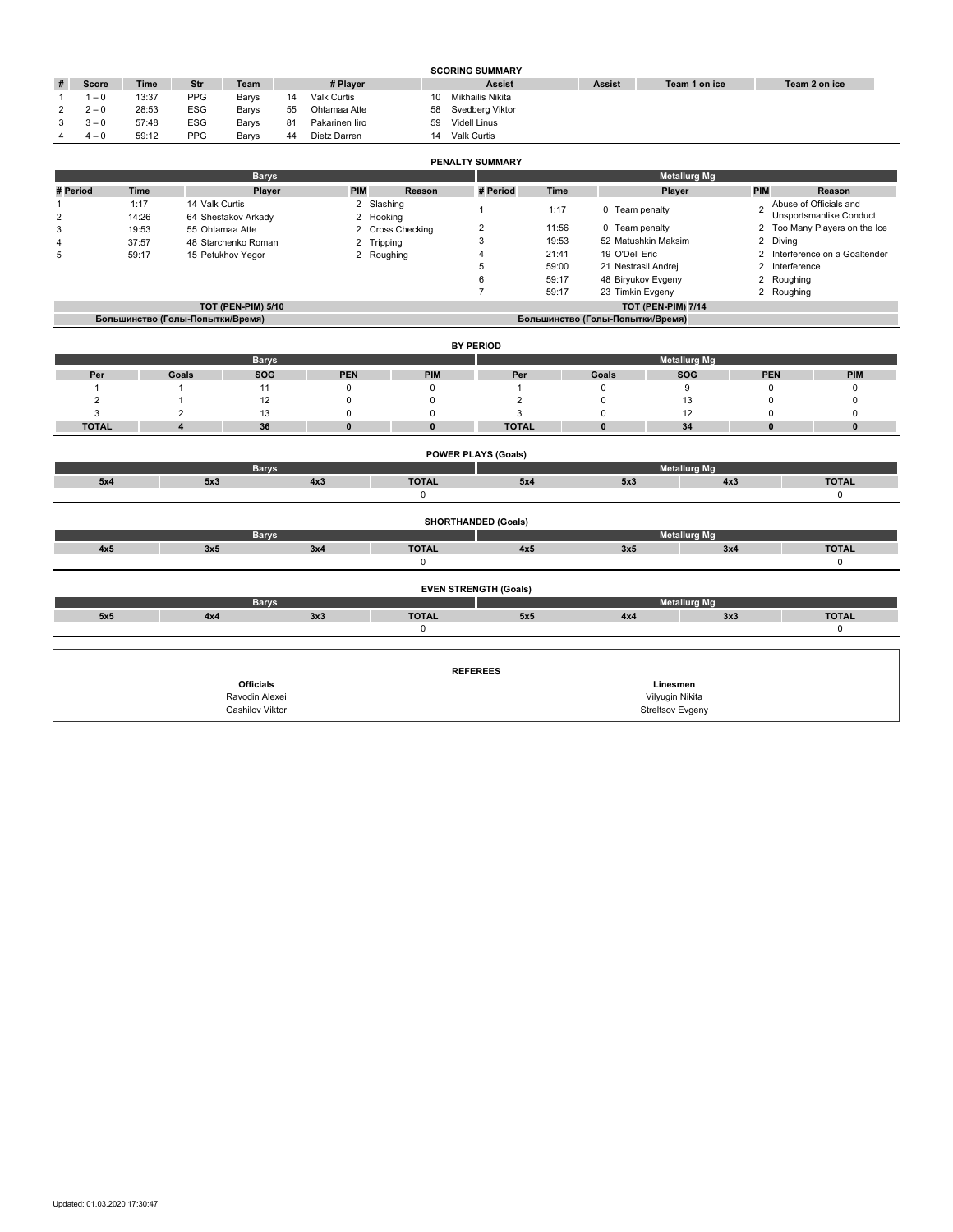## SCORING SUMMARY

| # | Score | Time | Str | Team | # Player | Assist | Assist | Team 1 on ice | Team 2 on ice |
|---|---|---|---|---|---|---|---|---|---|
| 1 | 1 – 0 | 13:37 | PPG | Barys | 14 Valk Curtis | 10 Mikhailis Nikita | | | |
| 2 | 2 – 0 | 28:53 | ESG | Barys | 55 Ohtamaa Atte | 58 Svedberg Viktor | | | |
| 3 | 3 – 0 | 57:48 | ESG | Barys | 81 Pakarinen Iiro | 59 Videll Linus | | | |
| 4 | 4 – 0 | 59:12 | PPG | Barys | 44 Dietz Darren | 14 Valk Curtis | | | |

## PENALTY SUMMARY

**Barys**

| # Period | Time | Player | PIM | Reason |
|---|---|---|---|---|
| 1 | 1:17 | 14 Valk Curtis | 2 | Slashing |
| 2 | 14:26 | 64 Shestakov Arkady | 2 | Hooking |
| 3 | 19:53 | 55 Ohtamaa Atte | 2 | Cross Checking |
| 4 | 37:57 | 48 Starchenko Roman | 2 | Tripping |
| 5 | 59:17 | 15 Petukhov Yegor | 2 | Roughing |

TOT (PEN-PIM) 5/10

Большинство (Голы-Попытки/Время)

**Metallurg Mg**

| # Period | Time | Player | PIM | Reason |
|---|---|---|---|---|
| 1 | 1:17 | 0 Team penalty | 2 | Abuse of Officials and Unsportsmanlike Conduct |
| 2 | 11:56 | 0 Team penalty | 2 | Too Many Players on the Ice |
| 3 | 19:53 | 52 Matushkin Maksim | 2 | Diving |
| 4 | 21:41 | 19 O'Dell Eric | 2 | Interference on a Goaltender |
| 5 | 59:00 | 21 Nestrasil Andrej | 2 | Interference |
| 6 | 59:17 | 48 Biryukov Evgeny | 2 | Roughing |
| 7 | 59:17 | 23 Timkin Evgeny | 2 | Roughing |

TOT (PEN-PIM) 7/14

Большинство (Голы-Попытки/Время)

## BY PERIOD

| Barys | | | | | Metallurg Mg | | | | |
|---|---|---|---|---|---|---|---|---|---|
| Per | Goals | SOG | PEN | PIM | Per | Goals | SOG | PEN | PIM |
| 1 | 1 | 11 | 0 | 0 | 1 | 0 | 9 | 0 | 0 |
| 2 | 1 | 12 | 0 | 0 | 2 | 0 | 13 | 0 | 0 |
| 3 | 2 | 13 | 0 | 0 | 3 | 0 | 12 | 0 | 0 |
| **TOTAL** | **4** | **36** | **0** | **0** | **TOTAL** | **0** | **34** | **0** | **0** |

## POWER PLAYS (Goals)

| Barys | | | | Metallurg Mg | | | |
|---|---|---|---|---|---|---|---|
| 5x4 | 5x3 | 4x3 | TOTAL | 5x4 | 5x3 | 4x3 | TOTAL |
| | | | 0 | | | | 0 |

## SHORTHANDED (Goals)

| Barys | | | | Metallurg Mg | | | |
|---|---|---|---|---|---|---|---|
| 4x5 | 3x5 | 3x4 | TOTAL | 4x5 | 3x5 | 3x4 | TOTAL |
| | | | 0 | | | | 0 |

## EVEN STRENGTH (Goals)

| Barys | | | | Metallurg Mg | | | |
|---|---|---|---|---|---|---|---|
| 5x5 | 4x4 | 3x3 | TOTAL | 5x5 | 4x4 | 3x3 | TOTAL |
| | | | 0 | | | | 0 |

## REFEREES

| Officials | Linesmen |
|---|---|
| Ravodin Alexei | Vilyugin Nikita |
| Gashilov Viktor | Streltsov Evgeny |

Updated: 01.03.2020 17:30:47